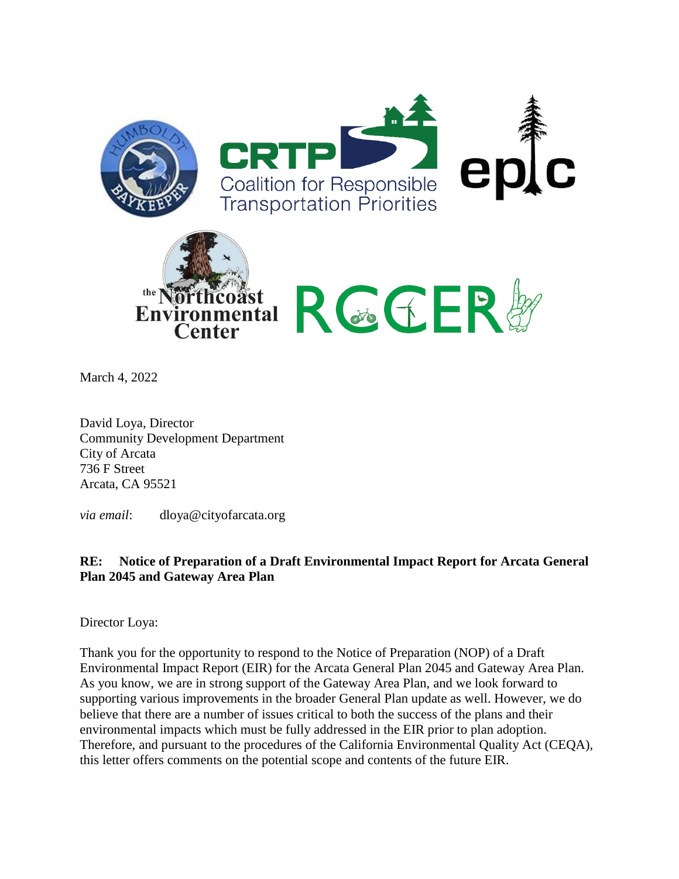March 4, 2022

David Loya, Director
Community Development Department
City of Arcata
736 F Street
Arcata, CA 95521

*via email*: dloya@cityofarcata.org

**RE: Notice of Preparation of a Draft Environmental Impact Report for Arcata General Plan 2045 and Gateway Area Plan**

Director Loya:

Thank you for the opportunity to respond to the Notice of Preparation (NOP) of a Draft Environmental Impact Report (EIR) for the Arcata General Plan 2045 and Gateway Area Plan. As you know, we are in strong support of the Gateway Area Plan, and we look forward to supporting various improvements in the broader General Plan update as well. However, we do believe that there are a number of issues critical to both the success of the plans and their environmental impacts which must be fully addressed in the EIR prior to plan adoption. Therefore, and pursuant to the procedures of the California Environmental Quality Act (CEQA), this letter offers comments on the potential scope and contents of the future EIR.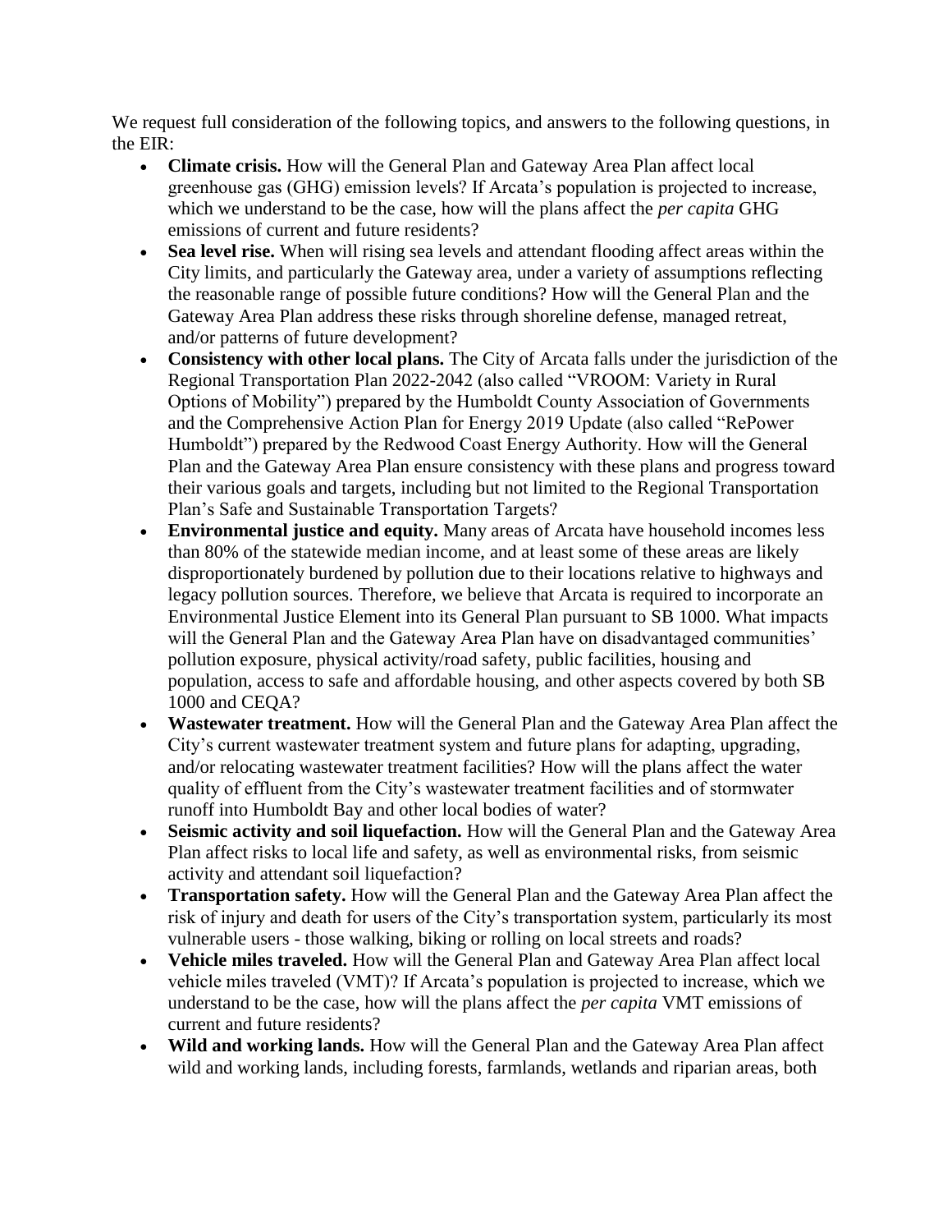We request full consideration of the following topics, and answers to the following questions, in the EIR:

- **Climate crisis.** How will the General Plan and Gateway Area Plan affect local greenhouse gas (GHG) emission levels? If Arcata's population is projected to increase, which we understand to be the case, how will the plans affect the *per capita* GHG emissions of current and future residents?
- **Sea level rise.** When will rising sea levels and attendant flooding affect areas within the City limits, and particularly the Gateway area, under a variety of assumptions reflecting the reasonable range of possible future conditions? How will the General Plan and the Gateway Area Plan address these risks through shoreline defense, managed retreat, and/or patterns of future development?
- **Consistency with other local plans.** The City of Arcata falls under the jurisdiction of the Regional Transportation Plan 2022-2042 (also called "VROOM: Variety in Rural Options of Mobility") prepared by the Humboldt County Association of Governments and the Comprehensive Action Plan for Energy 2019 Update (also called "RePower Humboldt") prepared by the Redwood Coast Energy Authority. How will the General Plan and the Gateway Area Plan ensure consistency with these plans and progress toward their various goals and targets, including but not limited to the Regional Transportation Plan's Safe and Sustainable Transportation Targets?
- **Environmental justice and equity.** Many areas of Arcata have household incomes less than 80% of the statewide median income, and at least some of these areas are likely disproportionately burdened by pollution due to their locations relative to highways and legacy pollution sources. Therefore, we believe that Arcata is required to incorporate an Environmental Justice Element into its General Plan pursuant to SB 1000. What impacts will the General Plan and the Gateway Area Plan have on disadvantaged communities' pollution exposure, physical activity/road safety, public facilities, housing and population, access to safe and affordable housing, and other aspects covered by both SB 1000 and CEQA?
- **Wastewater treatment.** How will the General Plan and the Gateway Area Plan affect the City's current wastewater treatment system and future plans for adapting, upgrading, and/or relocating wastewater treatment facilities? How will the plans affect the water quality of effluent from the City's wastewater treatment facilities and of stormwater runoff into Humboldt Bay and other local bodies of water?
- **Seismic activity and soil liquefaction.** How will the General Plan and the Gateway Area Plan affect risks to local life and safety, as well as environmental risks, from seismic activity and attendant soil liquefaction?
- **Transportation safety.** How will the General Plan and the Gateway Area Plan affect the risk of injury and death for users of the City's transportation system, particularly its most vulnerable users - those walking, biking or rolling on local streets and roads?
- **Vehicle miles traveled.** How will the General Plan and Gateway Area Plan affect local vehicle miles traveled (VMT)? If Arcata's population is projected to increase, which we understand to be the case, how will the plans affect the *per capita* VMT emissions of current and future residents?
- **Wild and working lands.** How will the General Plan and the Gateway Area Plan affect wild and working lands, including forests, farmlands, wetlands and riparian areas, both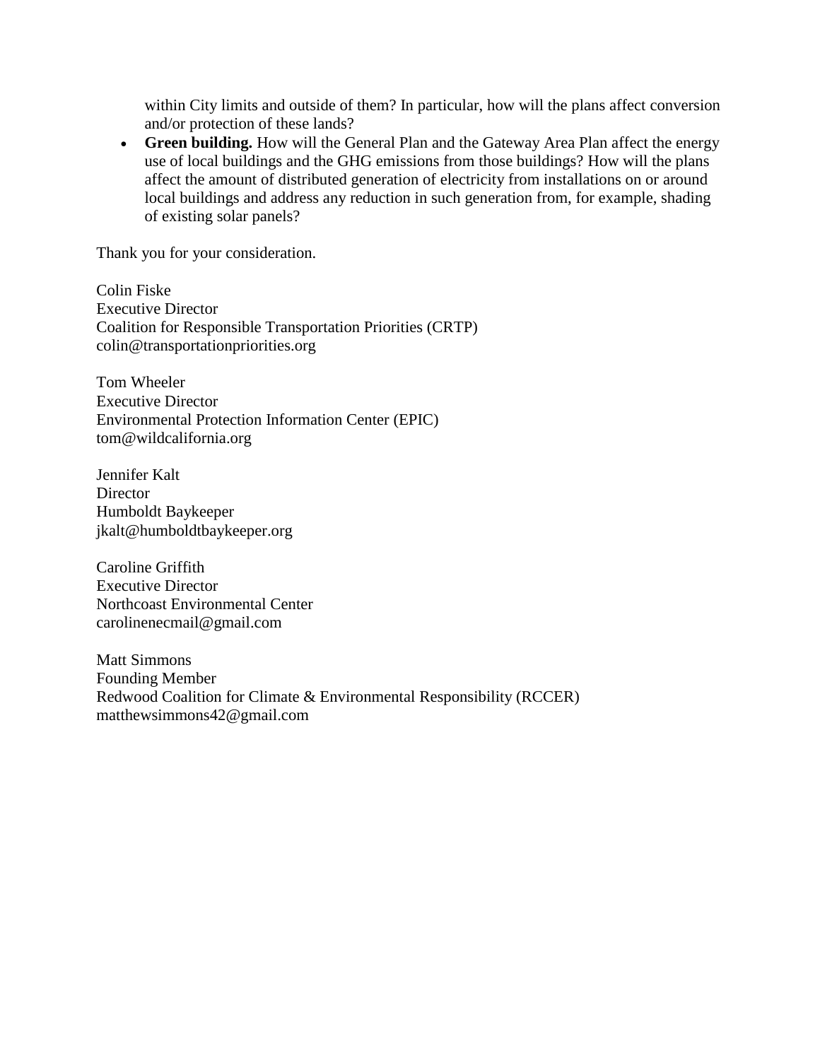within City limits and outside of them? In particular, how will the plans affect conversion and/or protection of these lands?

- **Green building.** How will the General Plan and the Gateway Area Plan affect the energy use of local buildings and the GHG emissions from those buildings? How will the plans affect the amount of distributed generation of electricity from installations on or around local buildings and address any reduction in such generation from, for example, shading of existing solar panels?

Thank you for your consideration.

Colin Fiske
Executive Director
Coalition for Responsible Transportation Priorities (CRTP)
colin@transportationpriorities.org

Tom Wheeler
Executive Director
Environmental Protection Information Center (EPIC)
tom@wildcalifornia.org

Jennifer Kalt
Director
Humboldt Baykeeper
jkalt@humboldtbaykeeper.org

Caroline Griffith
Executive Director
Northcoast Environmental Center
carolinenecmail@gmail.com

Matt Simmons
Founding Member
Redwood Coalition for Climate & Environmental Responsibility (RCCER)
matthewsimmons42@gmail.com